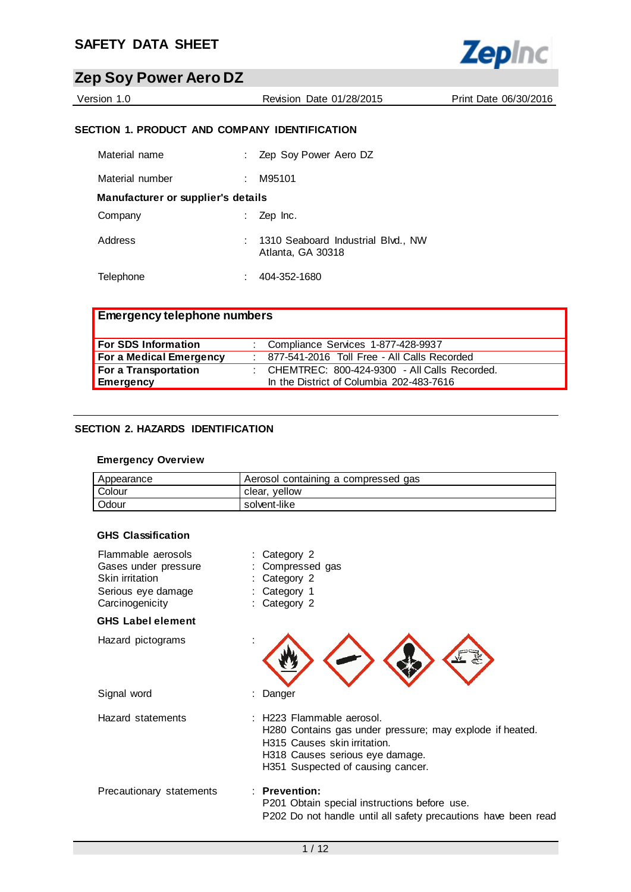# SAFETY DATA SHEET

## Zep Soy Power Aero DZ

Version 1.0 | Revision Date 01/28/2015 | Print Date 06/30/2016

### SECTION 1. PRODUCT AND COMPANY IDENTIFICATION

Material name : Zep Soy Power Aero DZ

Material number : M95101

**Manufacturer or supplier's details**

Company : Zep Inc.

Address : 1310 Seaboard Industrial Blvd., NW
Atlanta, GA 30318

Telephone : 404-352-1680

| Emergency telephone numbers | |
|---|---|
| **For SDS Information** | : Compliance Services 1-877-428-9937 |
| **For a Medical Emergency** | : 877-541-2016 Toll Free - All Calls Recorded |
| **For a Transportation Emergency** | : CHEMTREC: 800-424-9300 - All Calls Recorded. In the District of Columbia 202-483-7616 |

### SECTION 2. HAZARDS IDENTIFICATION

**Emergency Overview**

| Appearance | Aerosol containing a compressed gas |
|---|---|
| Colour | clear, yellow |
| Odour | solvent-like |

**GHS Classification**

Flammable aerosols : Category 2
Gases under pressure : Compressed gas
Skin irritation : Category 2
Serious eye damage : Category 1
Carcinogenicity : Category 2

**GHS Label element**

Hazard pictograms :

Signal word : Danger

Hazard statements : H223 Flammable aerosol.
H280 Contains gas under pressure; may explode if heated.
H315 Causes skin irritation.
H318 Causes serious eye damage.
H351 Suspected of causing cancer.

Precautionary statements : **Prevention:**
P201 Obtain special instructions before use.
P202 Do not handle until all safety precautions have been read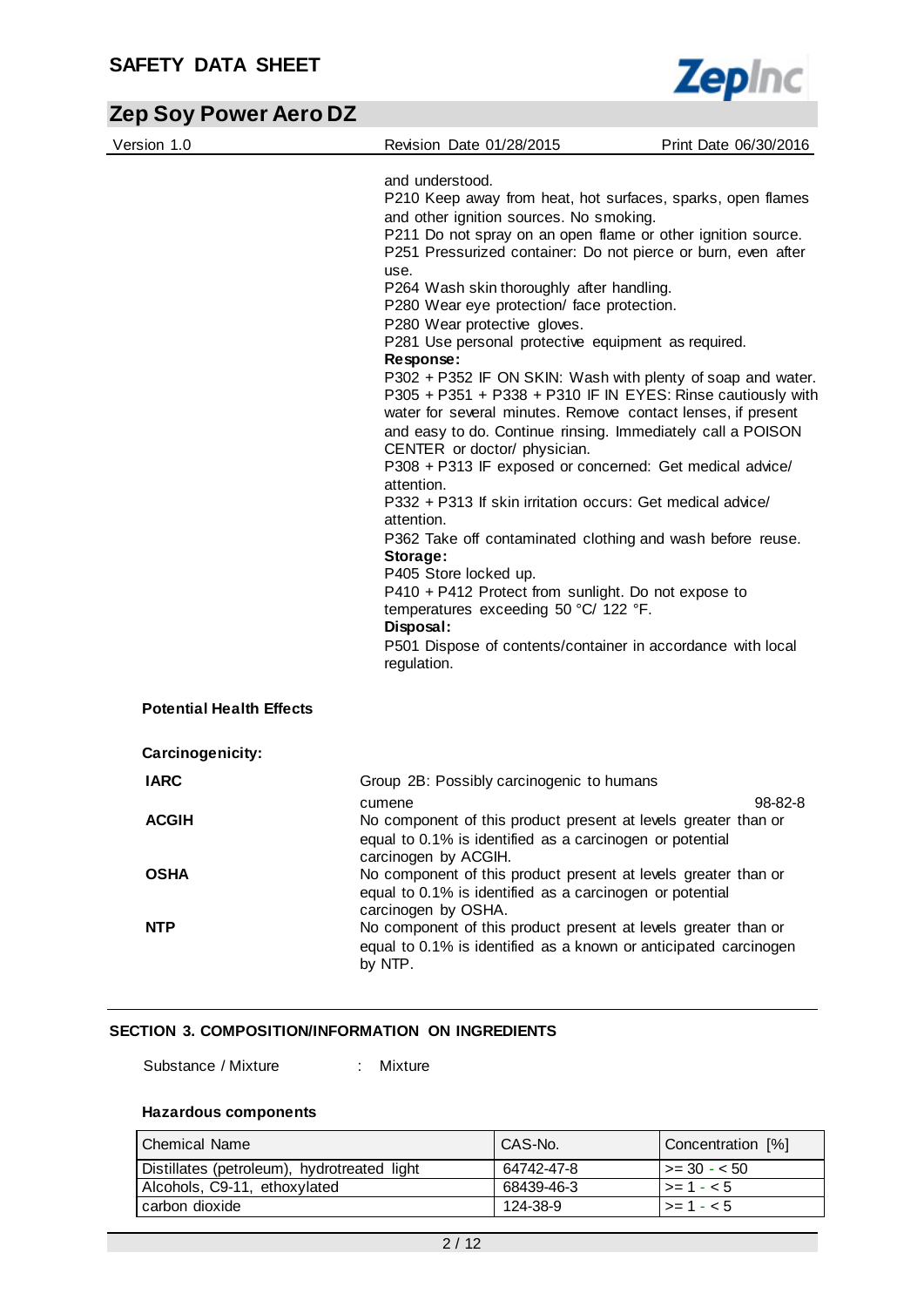and understood.
P210 Keep away from heat, hot surfaces, sparks, open flames and other ignition sources. No smoking.
P211 Do not spray on an open flame or other ignition source.
P251 Pressurized container: Do not pierce or burn, even after use.
P264 Wash skin thoroughly after handling.
P280 Wear eye protection/ face protection.
P280 Wear protective gloves.
P281 Use personal protective equipment as required.

**Response:**

P302 + P352 IF ON SKIN: Wash with plenty of soap and water.
P305 + P351 + P338 + P310 IF IN EYES: Rinse cautiously with water for several minutes. Remove contact lenses, if present and easy to do. Continue rinsing. Immediately call a POISON CENTER or doctor/ physician.
P308 + P313 IF exposed or concerned: Get medical advice/ attention.
P332 + P313 If skin irritation occurs: Get medical advice/ attention.
P362 Take off contaminated clothing and wash before reuse.

**Storage:**

P405 Store locked up.
P410 + P412 Protect from sunlight. Do not expose to temperatures exceeding 50 °C/ 122 °F.

**Disposal:**

P501 Dispose of contents/container in accordance with local regulation.

**Potential Health Effects**

**Carcinogenicity:**

**IARC**
Group 2B: Possibly carcinogenic to humans
cumene 98-82-8

**ACGIH**
No component of this product present at levels greater than or equal to 0.1% is identified as a carcinogen or potential carcinogen by ACGIH.

**OSHA**
No component of this product present at levels greater than or equal to 0.1% is identified as a carcinogen or potential carcinogen by OSHA.

**NTP**
No component of this product present at levels greater than or equal to 0.1% is identified as a known or anticipated carcinogen by NTP.

## SECTION 3. COMPOSITION/INFORMATION ON INGREDIENTS

Substance / Mixture : Mixture

**Hazardous components**

| Chemical Name | CAS-No. | Concentration [%] |
|---|---|---|
| Distillates (petroleum), hydrotreated light | 64742-47-8 | >= 30 - < 50 |
| Alcohols, C9-11, ethoxylated | 68439-46-3 | >= 1 - < 5 |
| carbon dioxide | 124-38-9 | >= 1 - < 5 |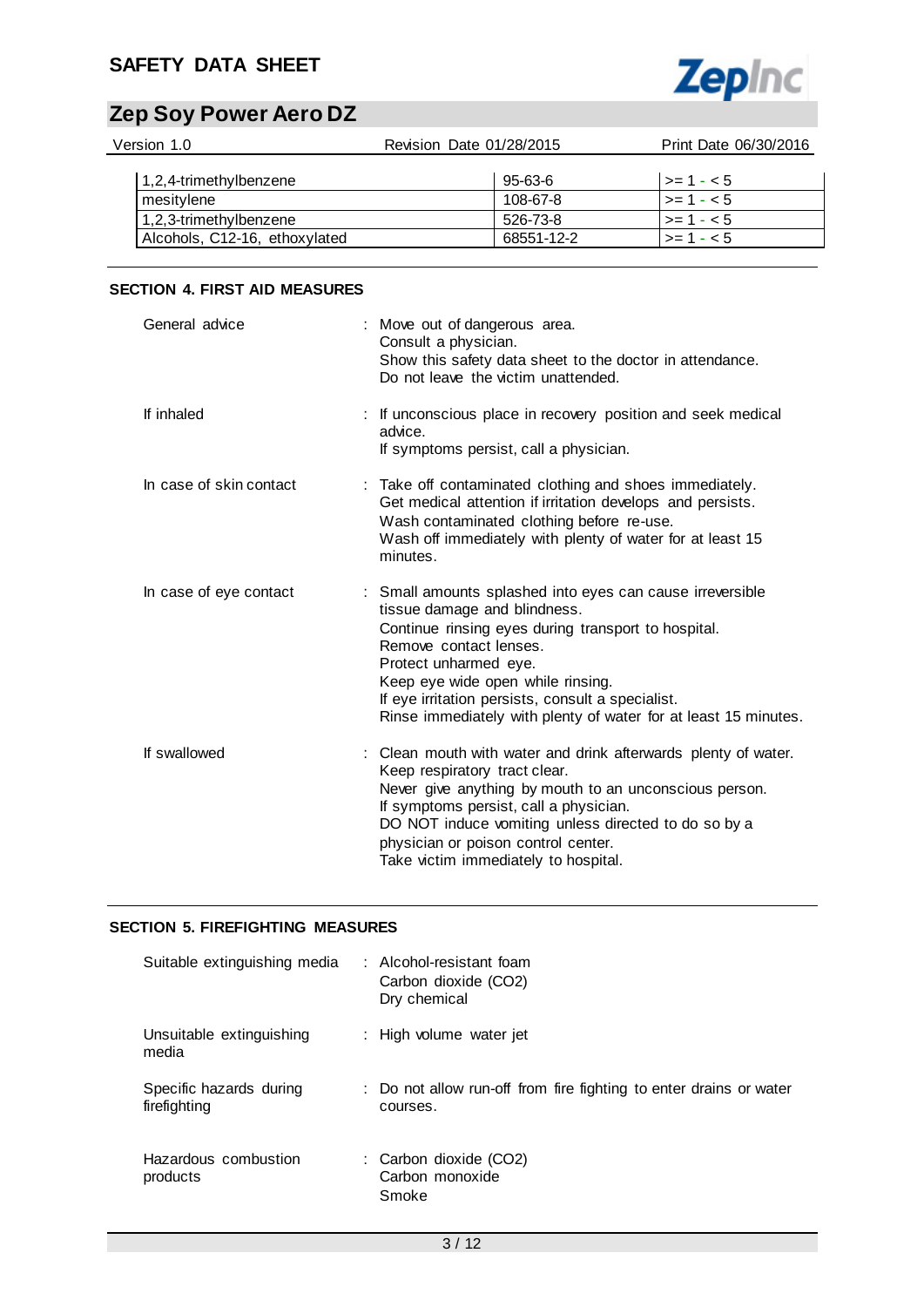| 1,2,4-trimethylbenzene | 95-63-6 | >= 1 - < 5 |
|---|---|---|
| mesitylene | 108-67-8 | >= 1 - < 5 |
| 1,2,3-trimethylbenzene | 526-73-8 | >= 1 - < 5 |
| Alcohols, C12-16, ethoxylated | 68551-12-2 | >= 1 - < 5 |

## SECTION 4. FIRST AID MEASURES

General advice : Move out of dangerous area.
Consult a physician.
Show this safety data sheet to the doctor in attendance.
Do not leave the victim unattended.

If inhaled : If unconscious place in recovery position and seek medical advice.
If symptoms persist, call a physician.

In case of skin contact : Take off contaminated clothing and shoes immediately.
Get medical attention if irritation develops and persists.
Wash contaminated clothing before re-use.
Wash off immediately with plenty of water for at least 15 minutes.

In case of eye contact : Small amounts splashed into eyes can cause irreversible tissue damage and blindness.
Continue rinsing eyes during transport to hospital.
Remove contact lenses.
Protect unharmed eye.
Keep eye wide open while rinsing.
If eye irritation persists, consult a specialist.
Rinse immediately with plenty of water for at least 15 minutes.

If swallowed : Clean mouth with water and drink afterwards plenty of water.
Keep respiratory tract clear.
Never give anything by mouth to an unconscious person.
If symptoms persist, call a physician.
DO NOT induce vomiting unless directed to do so by a physician or poison control center.
Take victim immediately to hospital.

## SECTION 5. FIREFIGHTING MEASURES

Suitable extinguishing media : Alcohol-resistant foam
Carbon dioxide ($CO_2$)
Dry chemical

Unsuitable extinguishing media : High volume water jet

Specific hazards during firefighting : Do not allow run-off from fire fighting to enter drains or water courses.

Hazardous combustion products : Carbon dioxide ($CO_2$)
Carbon monoxide
Smoke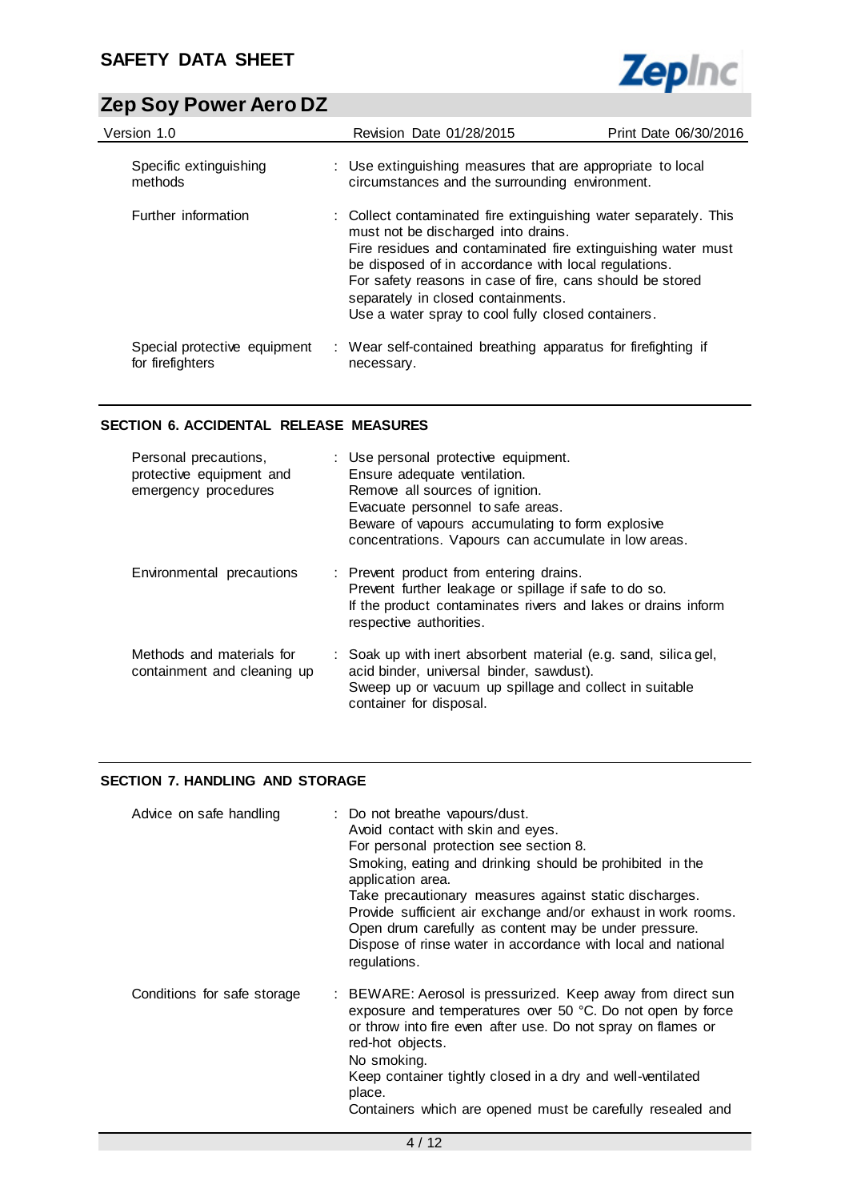| | |
|---|---|
| Specific extinguishing methods | : Use extinguishing measures that are appropriate to local circumstances and the surrounding environment. |
| Further information | : Collect contaminated fire extinguishing water separately. This must not be discharged into drains.<br>Fire residues and contaminated fire extinguishing water must be disposed of in accordance with local regulations.<br>For safety reasons in case of fire, cans should be stored separately in closed containments.<br>Use a water spray to cool fully closed containers. |
| Special protective equipment for firefighters | : Wear self-contained breathing apparatus for firefighting if necessary. |

## SECTION 6. ACCIDENTAL RELEASE MEASURES

| | |
|---|---|
| Personal precautions, protective equipment and emergency procedures | : Use personal protective equipment.<br>Ensure adequate ventilation.<br>Remove all sources of ignition.<br>Evacuate personnel to safe areas.<br>Beware of vapours accumulating to form explosive concentrations. Vapours can accumulate in low areas. |
| Environmental precautions | : Prevent product from entering drains.<br>Prevent further leakage or spillage if safe to do so.<br>If the product contaminates rivers and lakes or drains inform respective authorities. |
| Methods and materials for containment and cleaning up | : Soak up with inert absorbent material (e.g. sand, silica gel, acid binder, universal binder, sawdust).<br>Sweep up or vacuum up spillage and collect in suitable container for disposal. |

## SECTION 7. HANDLING AND STORAGE

| | |
|---|---|
| Advice on safe handling | : Do not breathe vapours/dust.<br>Avoid contact with skin and eyes.<br>For personal protection see section 8.<br>Smoking, eating and drinking should be prohibited in the application area.<br>Take precautionary measures against static discharges.<br>Provide sufficient air exchange and/or exhaust in work rooms.<br>Open drum carefully as content may be under pressure.<br>Dispose of rinse water in accordance with local and national regulations. |
| Conditions for safe storage | : BEWARE: Aerosol is pressurized. Keep away from direct sun exposure and temperatures over 50 °C. Do not open by force or throw into fire even after use. Do not spray on flames or red-hot objects.<br>No smoking.<br>Keep container tightly closed in a dry and well-ventilated place.<br>Containers which are opened must be carefully resealed and |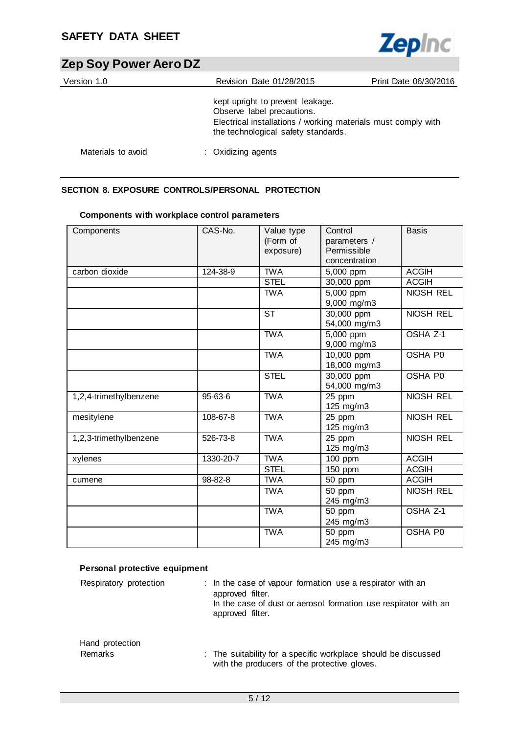kept upright to prevent leakage.
Observe label precautions.
Electrical installations / working materials must comply with the technological safety standards.

Materials to avoid : Oxidizing agents

## SECTION 8. EXPOSURE CONTROLS/PERSONAL PROTECTION

**Components with workplace control parameters**

| Components | CAS-No. | Value type (Form of exposure) | Control parameters / Permissible concentration | Basis |
|---|---|---|---|---|
| carbon dioxide | 124-38-9 | TWA | 5,000 ppm | ACGIH |
| | | STEL | 30,000 ppm | ACGIH |
| | | TWA | 5,000 ppm 9,000 mg/m3 | NIOSH REL |
| | | ST | 30,000 ppm 54,000 mg/m3 | NIOSH REL |
| | | TWA | 5,000 ppm 9,000 mg/m3 | OSHA Z-1 |
| | | TWA | 10,000 ppm 18,000 mg/m3 | OSHA P0 |
| | | STEL | 30,000 ppm 54,000 mg/m3 | OSHA P0 |
| 1,2,4-trimethylbenzene | 95-63-6 | TWA | 25 ppm 125 mg/m3 | NIOSH REL |
| mesitylene | 108-67-8 | TWA | 25 ppm 125 mg/m3 | NIOSH REL |
| 1,2,3-trimethylbenzene | 526-73-8 | TWA | 25 ppm 125 mg/m3 | NIOSH REL |
| xylenes | 1330-20-7 | TWA | 100 ppm | ACGIH |
| | | STEL | 150 ppm | ACGIH |
| cumene | 98-82-8 | TWA | 50 ppm | ACGIH |
| | | TWA | 50 ppm 245 mg/m3 | NIOSH REL |
| | | TWA | 50 ppm 245 mg/m3 | OSHA Z-1 |
| | | TWA | 50 ppm 245 mg/m3 | OSHA P0 |

**Personal protective equipment**

Respiratory protection : In the case of vapour formation use a respirator with an approved filter.
In the case of dust or aerosol formation use respirator with an approved filter.

Hand protection
Remarks : The suitability for a specific workplace should be discussed with the producers of the protective gloves.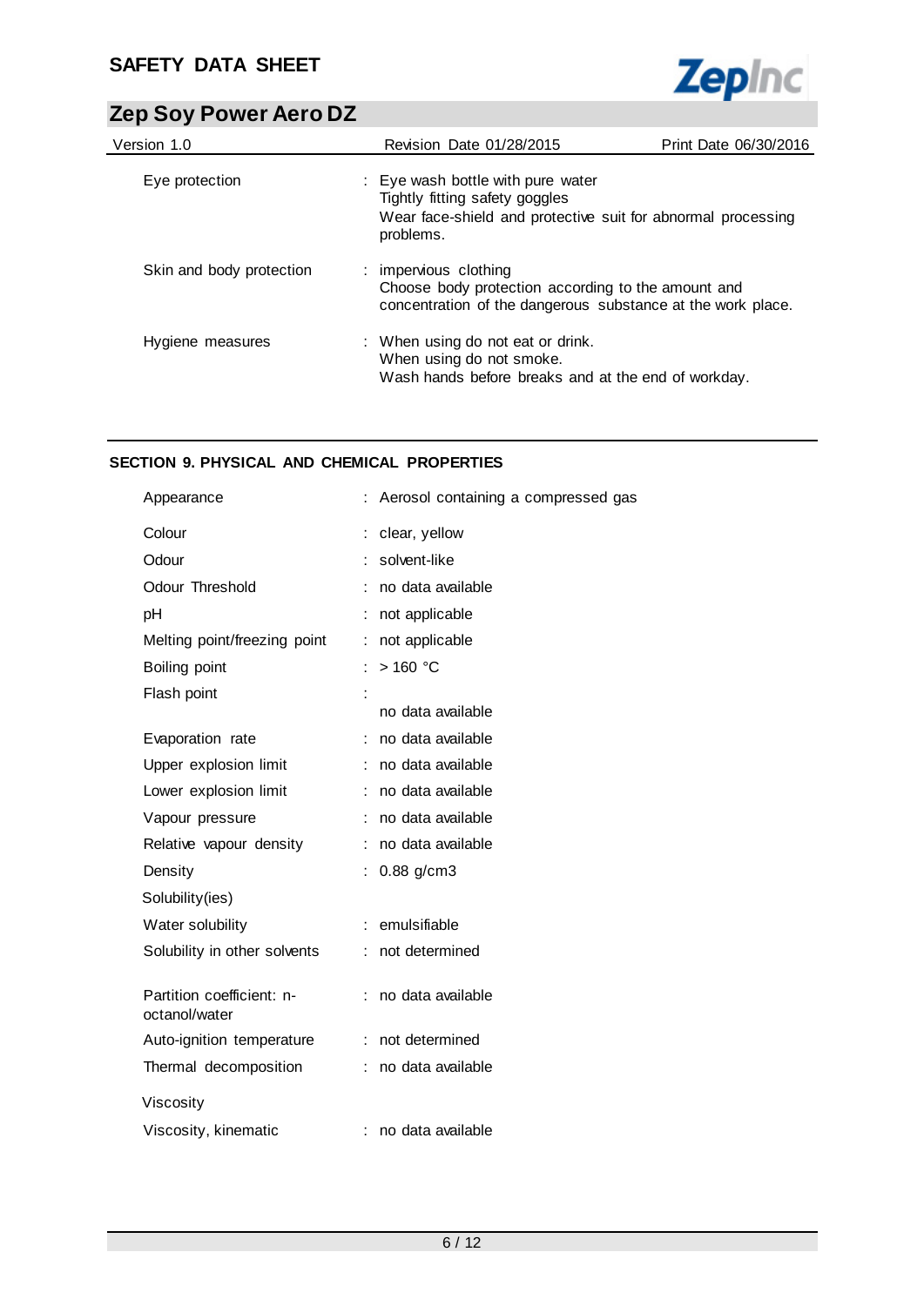| | |
|---|---|
| Eye protection | : Eye wash bottle with pure water<br>Tightly fitting safety goggles<br>Wear face-shield and protective suit for abnormal processing problems. |
| Skin and body protection | : impervious clothing<br>Choose body protection according to the amount and concentration of the dangerous substance at the work place. |
| Hygiene measures | : When using do not eat or drink.<br>When using do not smoke.<br>Wash hands before breaks and at the end of workday. |

## SECTION 9. PHYSICAL AND CHEMICAL PROPERTIES

| | |
|---|---|
| Appearance | : Aerosol containing a compressed gas |
| Colour | : clear, yellow |
| Odour | : solvent-like |
| Odour Threshold | : no data available |
| pH | : not applicable |
| Melting point/freezing point | : not applicable |
| Boiling point | : > 160 °C |
| Flash point | : no data available |
| Evaporation rate | : no data available |
| Upper explosion limit | : no data available |
| Lower explosion limit | : no data available |
| Vapour pressure | : no data available |
| Relative vapour density | : no data available |
| Density | : 0.88 g/cm3 |
| Solubility(ies) | |
| Water solubility | : emulsifiable |
| Solubility in other solvents | : not determined |
| Partition coefficient: n-octanol/water | : no data available |
| Auto-ignition temperature | : not determined |
| Thermal decomposition | : no data available |
| Viscosity | |
| Viscosity, kinematic | : no data available |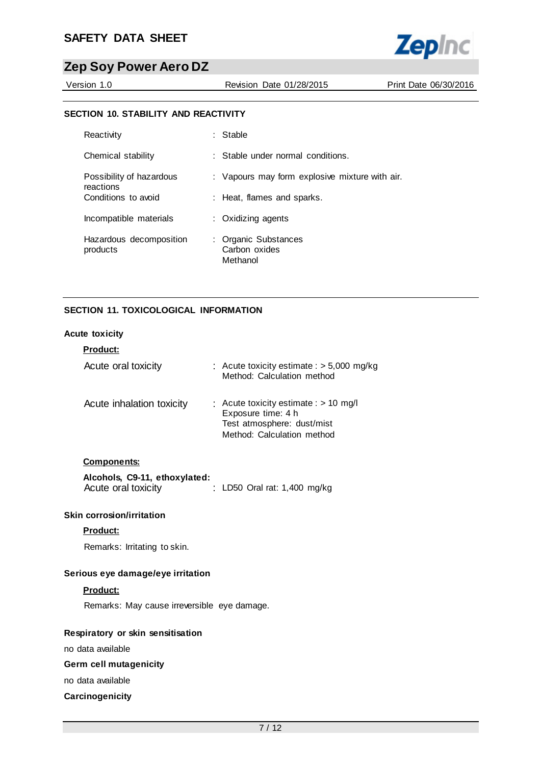## SECTION 10. STABILITY AND REACTIVITY

| | |
|---|---|
| Reactivity | : Stable |
| Chemical stability | : Stable under normal conditions. |
| Possibility of hazardous reactions | : Vapours may form explosive mixture with air. |
| Conditions to avoid | : Heat, flames and sparks. |
| Incompatible materials | : Oxidizing agents |
| Hazardous decomposition products | : Organic Substances<br>Carbon oxides<br>Methanol |

## SECTION 11. TOXICOLOGICAL INFORMATION

### Acute toxicity

**Product:**

| | |
|---|---|
| Acute oral toxicity | : Acute toxicity estimate : > 5,000 mg/kg<br>Method: Calculation method |
| Acute inhalation toxicity | : Acute toxicity estimate : > 10 mg/l<br>Exposure time: 4 h<br>Test atmosphere: dust/mist<br>Method: Calculation method |

**Components:**

**Alcohols, C9-11, ethoxylated:**

| | |
|---|---|
| Acute oral toxicity | : LD50 Oral rat: 1,400 mg/kg |

### Skin corrosion/irritation

**Product:**

Remarks: Irritating to skin.

### Serious eye damage/eye irritation

**Product:**

Remarks: May cause irreversible eye damage.

### Respiratory or skin sensitisation

no data available

### Germ cell mutagenicity

no data available

### Carcinogenicity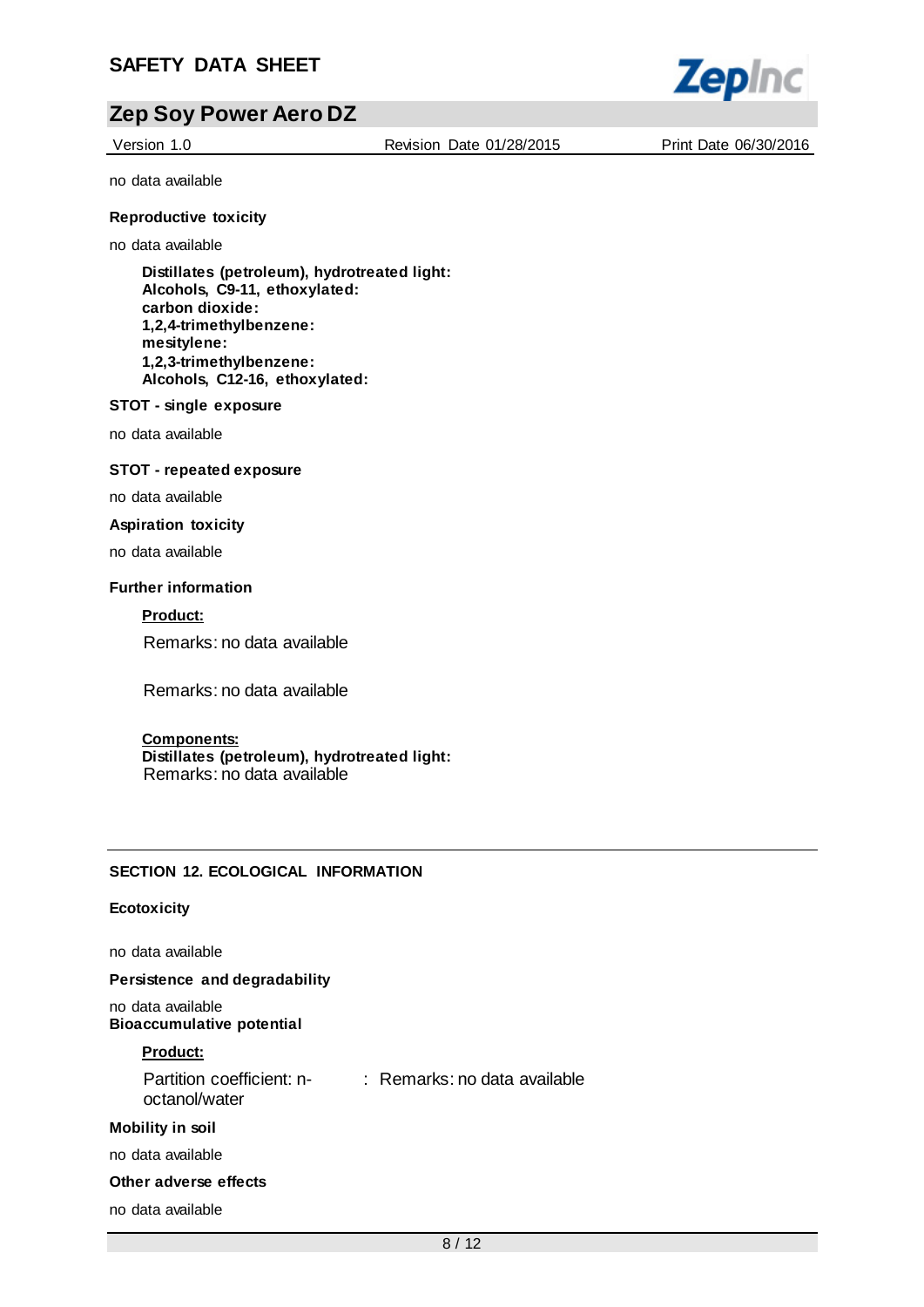no data available

**Reproductive toxicity**

no data available

**Distillates (petroleum), hydrotreated light:**
**Alcohols, C9-11, ethoxylated:**
**carbon dioxide:**
**1,2,4-trimethylbenzene:**
**mesitylene:**
**1,2,3-trimethylbenzene:**
**Alcohols, C12-16, ethoxylated:**

**STOT - single exposure**

no data available

**STOT - repeated exposure**

no data available

**Aspiration toxicity**

no data available

**Further information**

**Product:**

Remarks: no data available

Remarks: no data available

**Components:**
**Distillates (petroleum), hydrotreated light:**
Remarks: no data available

## SECTION 12. ECOLOGICAL INFORMATION

**Ecotoxicity**

no data available

**Persistence and degradability**

no data available

**Bioaccumulative potential**

**Product:**

Partition coefficient: n-octanol/water : Remarks: no data available

**Mobility in soil**

no data available

**Other adverse effects**

no data available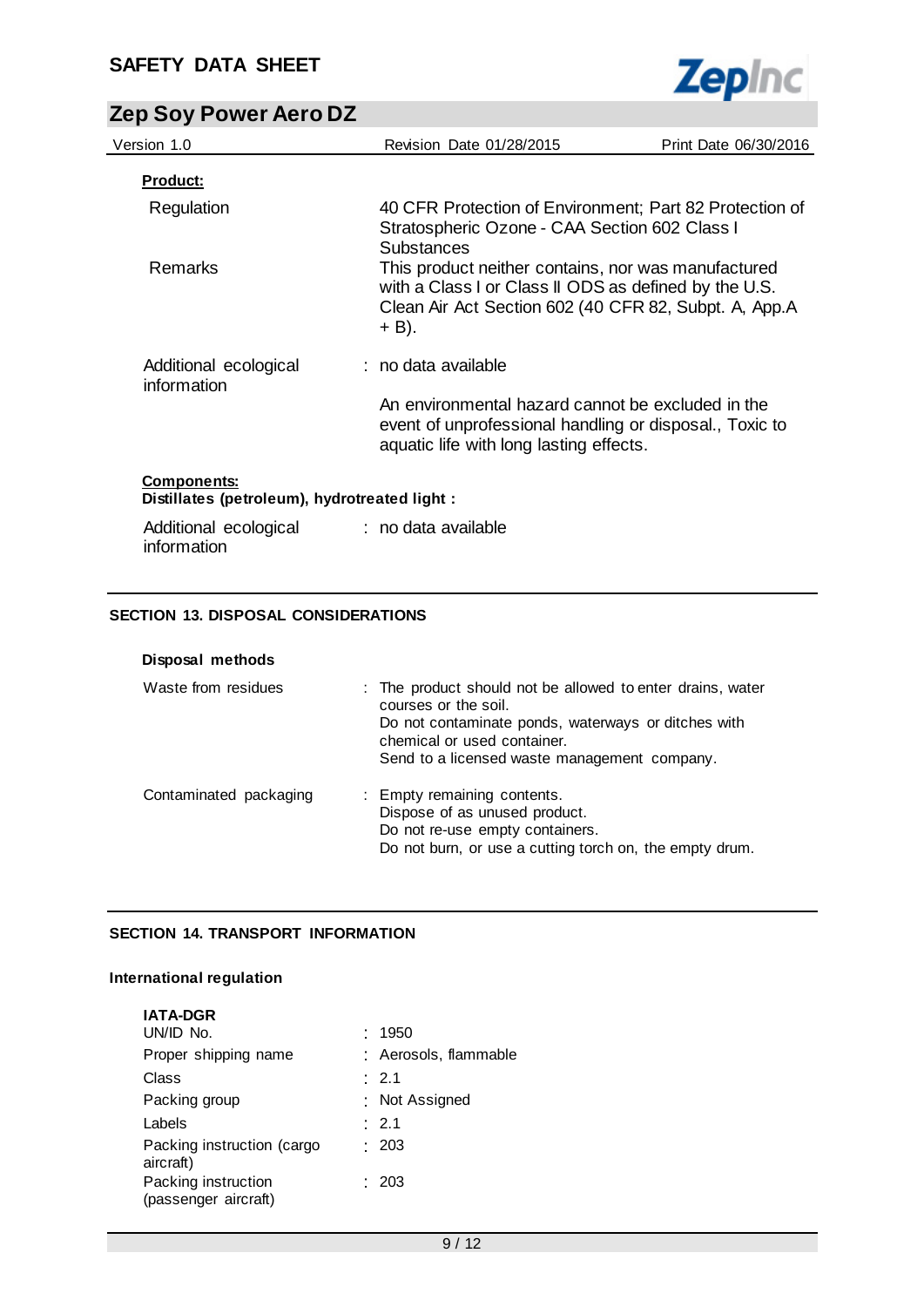**Product:**

| | |
|---|---|
| Regulation | 40 CFR Protection of Environment; Part 82 Protection of Stratospheric Ozone - CAA Section 602 Class I Substances |
| Remarks | This product neither contains, nor was manufactured with a Class I or Class II ODS as defined by the U.S. Clean Air Act Section 602 (40 CFR 82, Subpt. A, App.A + B). |

Additional ecological information : no data available

An environmental hazard cannot be excluded in the event of unprofessional handling or disposal., Toxic to aquatic life with long lasting effects.

**Components:**

**Distillates (petroleum), hydrotreated light :**

Additional ecological information : no data available

## SECTION 13. DISPOSAL CONSIDERATIONS

**Disposal methods**

Waste from residues : The product should not be allowed to enter drains, water courses or the soil.
Do not contaminate ponds, waterways or ditches with chemical or used container.
Send to a licensed waste management company.

Contaminated packaging : Empty remaining contents.
Dispose of as unused product.
Do not re-use empty containers.
Do not burn, or use a cutting torch on, the empty drum.

## SECTION 14. TRANSPORT INFORMATION

**International regulation**

**IATA-DGR**

| | |
|---|---|
| UN/ID No. | 1950 |
| Proper shipping name | Aerosols, flammable |
| Class | 2.1 |
| Packing group | Not Assigned |
| Labels | 2.1 |
| Packing instruction (cargo aircraft) | 203 |
| Packing instruction (passenger aircraft) | 203 |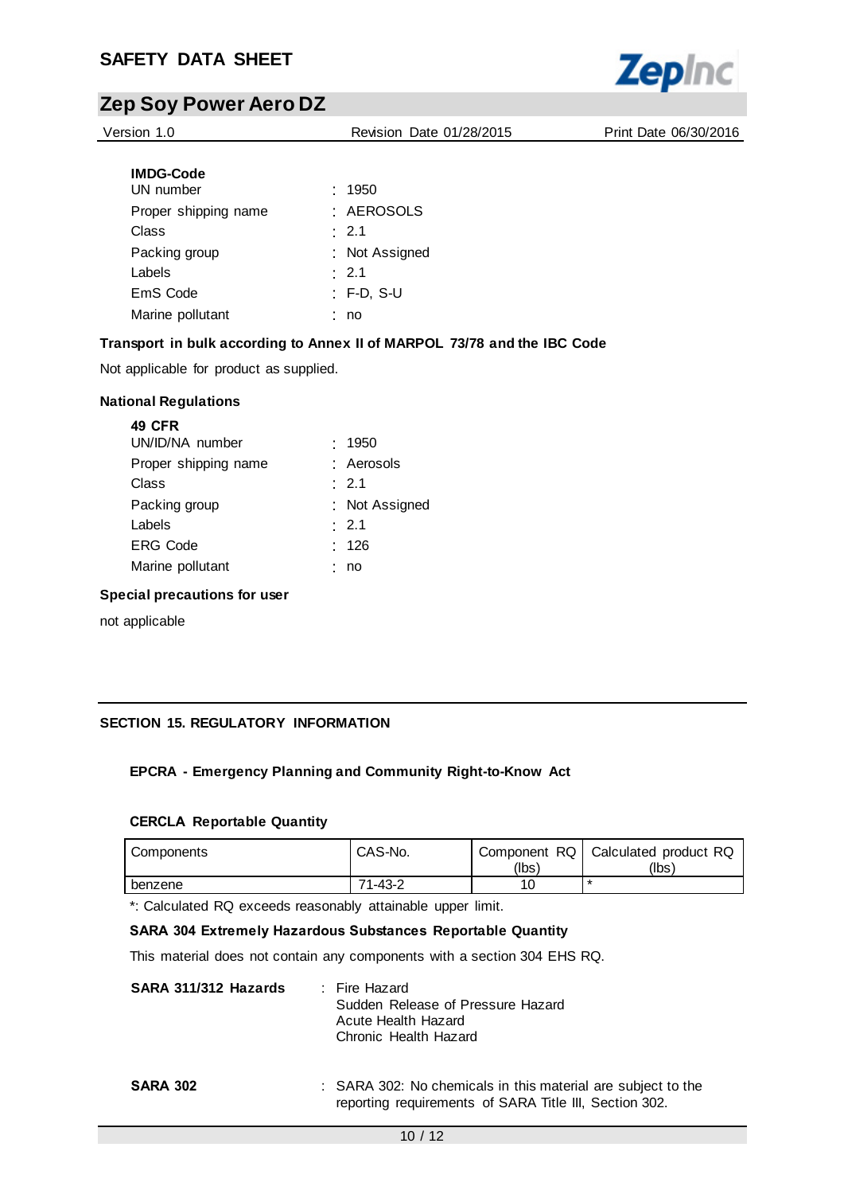**IMDG-Code**

| | |
|---|---|
| UN number | : 1950 |
| Proper shipping name | : AEROSOLS |
| Class | : 2.1 |
| Packing group | : Not Assigned |
| Labels | : 2.1 |
| EmS Code | : F-D, S-U |
| Marine pollutant | : no |

**Transport in bulk according to Annex II of MARPOL 73/78 and the IBC Code**

Not applicable for product as supplied.

**National Regulations**

**49 CFR**

| | |
|---|---|
| UN/ID/NA number | : 1950 |
| Proper shipping name | : Aerosols |
| Class | : 2.1 |
| Packing group | : Not Assigned |
| Labels | : 2.1 |
| ERG Code | : 126 |
| Marine pollutant | : no |

**Special precautions for user**

not applicable

## SECTION 15. REGULATORY INFORMATION

### EPCRA - Emergency Planning and Community Right-to-Know Act

**CERCLA Reportable Quantity**

| Components | CAS-No. | Component RQ (lbs) | Calculated product RQ (lbs) |
|---|---|---|---|
| benzene | 71-43-2 | 10 | * |

*: Calculated RQ exceeds reasonably attainable upper limit.

**SARA 304 Extremely Hazardous Substances Reportable Quantity**

This material does not contain any components with a section 304 EHS RQ.

**SARA 311/312 Hazards** : Fire Hazard
Sudden Release of Pressure Hazard
Acute Health Hazard
Chronic Health Hazard

**SARA 302** : SARA 302: No chemicals in this material are subject to the reporting requirements of SARA Title III, Section 302.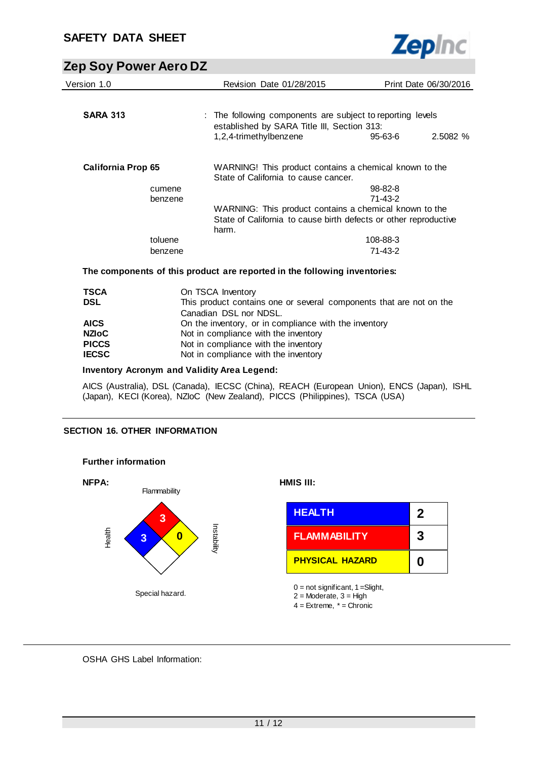**SARA 313** : The following components are subject to reporting levels established by SARA Title III, Section 313:

| | | |
|---|---|---|
| 1,2,4-trimethylbenzene | 95-63-6 | 2.5082 % |

**California Prop 65**

WARNING! This product contains a chemical known to the State of California to cause cancer.

| | |
|---|---|
| cumene | 98-82-8 |
| benzene | 71-43-2 |

WARNING: This product contains a chemical known to the State of California to cause birth defects or other reproductive harm.

| | |
|---|---|
| toluene | 108-88-3 |
| benzene | 71-43-2 |

**The components of this product are reported in the following inventories:**

| | |
|---|---|
| **TSCA** | On TSCA Inventory |
| **DSL** | This product contains one or several components that are not on the Canadian DSL nor NDSL. |
| **AICS** | On the inventory, or in compliance with the inventory |
| **NZIoC** | Not in compliance with the inventory |
| **PICCS** | Not in compliance with the inventory |
| **IECSC** | Not in compliance with the inventory |

**Inventory Acronym and Validity Area Legend:**

AICS (Australia), DSL (Canada), IECSC (China), REACH (European Union), ENCS (Japan), ISHL (Japan), KECI (Korea), NZIoC (New Zealand), PICCS (Philippines), TSCA (USA)

## SECTION 16. OTHER INFORMATION

**Further information**

**NFPA:**

Flammability: 3
Health: 3
Instability: 0
Special hazard.

**HMIS III:**

| | |
|---|---|
| HEALTH | 2 |
| FLAMMABILITY | 3 |
| PHYSICAL HAZARD | 0 |

0 = not significant, 1 =Slight,
2 = Moderate, 3 = High
4 = Extreme, * = Chronic

OSHA GHS Label Information: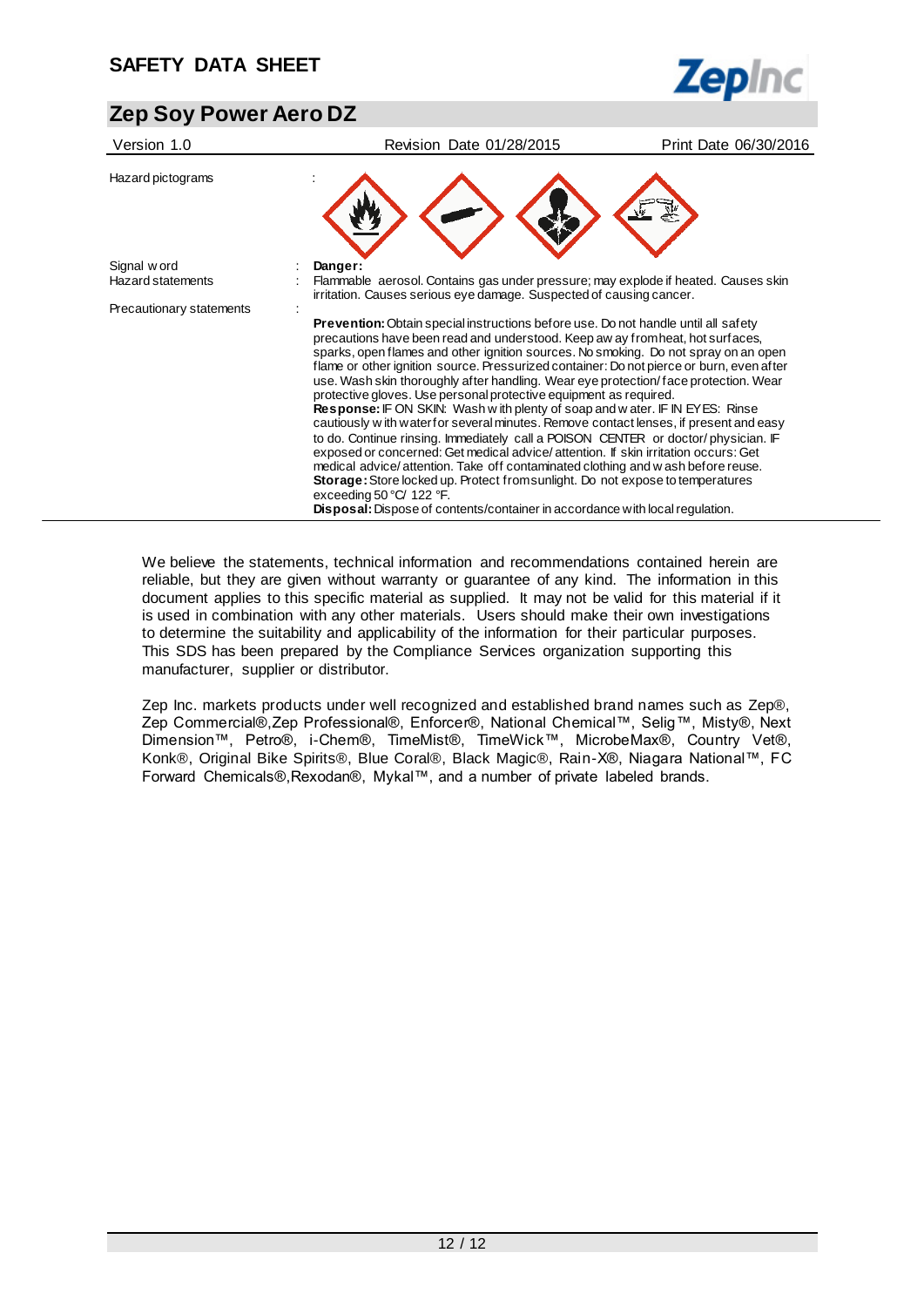| | | |
|---|---|---|
| Hazard pictograms | : | |
| Signal word | : | **Danger:** |
| Hazard statements | : | Flammable aerosol. Contains gas under pressure; may explode if heated. Causes skin irritation. Causes serious eye damage. Suspected of causing cancer. |
| Precautionary statements | : | **Prevention:** Obtain special instructions before use. Do not handle until all safety precautions have been read and understood. Keep away from heat, hot surfaces, sparks, open flames and other ignition sources. No smoking. Do not spray on an open flame or other ignition source. Pressurized container: Do not pierce or burn, even after use. Wash skin thoroughly after handling. Wear eye protection/ face protection. Wear protective gloves. Use personal protective equipment as required.<br>**Response:** IF ON SKIN: Wash with plenty of soap and water. IF IN EYES: Rinse cautiously with water for several minutes. Remove contact lenses, if present and easy to do. Continue rinsing. Immediately call a POISON CENTER or doctor/ physician. IF exposed or concerned: Get medical advice/ attention. If skin irritation occurs: Get medical advice/ attention. Take off contaminated clothing and wash before reuse.<br>**Storage:** Store locked up. Protect from sunlight. Do not expose to temperatures exceeding 50 °C/ 122 °F.<br>**Disposal:** Dispose of contents/container in accordance with local regulation. |

We believe the statements, technical information and recommendations contained herein are reliable, but they are given without warranty or guarantee of any kind. The information in this document applies to this specific material as supplied. It may not be valid for this material if it is used in combination with any other materials. Users should make their own investigations to determine the suitability and applicability of the information for their particular purposes. This SDS has been prepared by the Compliance Services organization supporting this manufacturer, supplier or distributor.

Zep Inc. markets products under well recognized and established brand names such as Zep®, Zep Commercial®, Zep Professional®, Enforcer®, National Chemical™, Selig™, Misty®, Next Dimension™, Petro®, i-Chem®, TimeMist®, TimeWick™, MicrobeMax®, Country Vet®, Konk®, Original Bike Spirits®, Blue Coral®, Black Magic®, Rain-X®, Niagara National™, FC Forward Chemicals®, Rexodan®, Mykal™, and a number of private labeled brands.